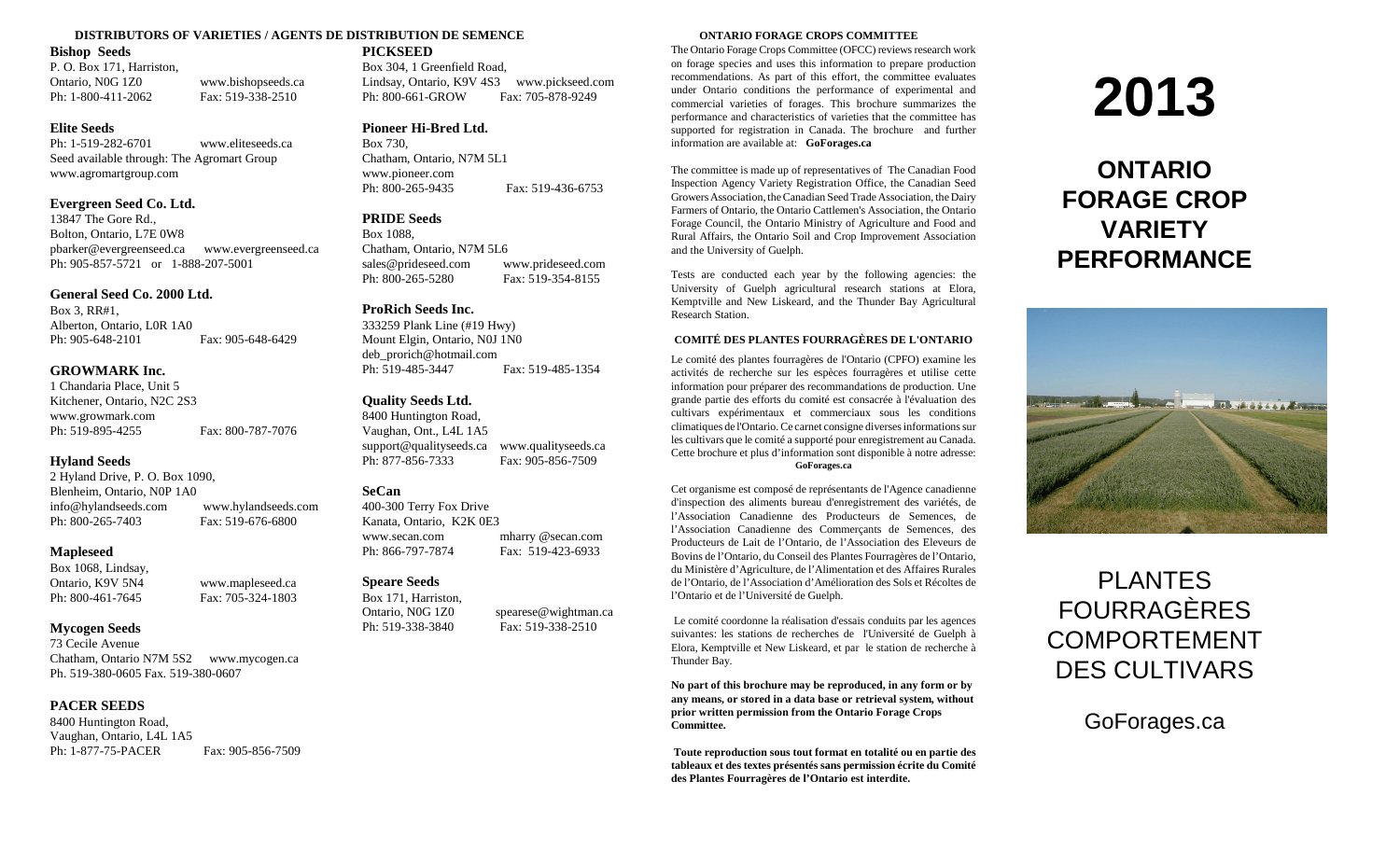## DISTRIBUTORS OF VARIETIES / AGENTS DE DISTRIBUTION DE SEMENCE

**Bishop Seeds**
P. O. Box 171, Harriston,
Ontario, N0G 1Z0 www.bishopseeds.ca
Ph: 1-800-411-2062 Fax: 519-338-2510

**Elite Seeds**
Ph: 1-519-282-6701 www.eliteseeds.ca
Seed available through: The Agromart Group
www.agromartgroup.com

**Evergreen Seed Co. Ltd.**
13847 The Gore Rd.,
Bolton, Ontario, L7E 0W8
pbarker@evergreenseed.ca www.evergreenseed.ca
Ph: 905-857-5721 or 1-888-207-5001

**General Seed Co. 2000 Ltd.**
Box 3, RR#1,
Alberton, Ontario, L0R 1A0
Ph: 905-648-2101 Fax: 905-648-6429

**GROWMARK Inc.**
1 Chandaria Place, Unit 5
Kitchener, Ontario, N2C 2S3
www.growmark.com
Ph: 519-895-4255 Fax: 800-787-7076

**Hyland Seeds**
2 Hyland Drive, P. O. Box 1090,
Blenheim, Ontario, N0P 1A0
info@hylandseeds.com www.hylandseeds.com
Ph: 800-265-7403 Fax: 519-676-6800

**Mapleseed**
Box 1068, Lindsay,
Ontario, K9V 5N4 www.mapleseed.ca
Ph: 800-461-7645 Fax: 705-324-1803

**Mycogen Seeds**
73 Cecile Avenue
Chatham, Ontario N7M 5S2 www.mycogen.ca
Ph. 519-380-0605 Fax. 519-380-0607

**PACER SEEDS**
8400 Huntington Road,
Vaughan, Ontario, L4L 1A5
Ph: 1-877-75-PACER Fax: 905-856-7509

**PICKSEED**
Box 304, 1 Greenfield Road,
Lindsay, Ontario, K9V 4S3 www.pickseed.com
Ph: 800-661-GROW Fax: 705-878-9249

**Pioneer Hi-Bred Ltd.**
Box 730,
Chatham, Ontario, N7M 5L1
www.pioneer.com
Ph: 800-265-9435 Fax: 519-436-6753

**PRIDE Seeds**
Box 1088,
Chatham, Ontario, N7M 5L6
sales@prideseed.com www.prideseed.com
Ph: 800-265-5280 Fax: 519-354-8155

**ProRich Seeds Inc.**
333259 Plank Line (#19 Hwy)
Mount Elgin, Ontario, N0J 1N0
deb_prorich@hotmail.com
Ph: 519-485-3447 Fax: 519-485-1354

**Quality Seeds Ltd.**
8400 Huntington Road,
Vaughan, Ont., L4L 1A5
support@qualityseeds.ca www.qualityseeds.ca
Ph: 877-856-7333 Fax: 905-856-7509

**SeCan**
400-300 Terry Fox Drive
Kanata, Ontario, K2K 0E3
www.secan.com mharry @secan.com
Ph: 866-797-7874 Fax: 519-423-6933

**Speare Seeds**
Box 171, Harriston,
Ontario, N0G 1Z0 spearese@wightman.ca
Ph: 519-338-3840 Fax: 519-338-2510

## ONTARIO FORAGE CROPS COMMITTEE

The Ontario Forage Crops Committee (OFCC) reviews research work on forage species and uses this information to prepare production recommendations. As part of this effort, the committee evaluates under Ontario conditions the performance of experimental and commercial varieties of forages. This brochure summarizes the performance and characteristics of varieties that the committee has supported for registration in Canada. The brochure and further information are available at: **GoForages.ca**

The committee is made up of representatives of The Canadian Food Inspection Agency Variety Registration Office, the Canadian Seed Growers Association, the Canadian Seed Trade Association, the Dairy Farmers of Ontario, the Ontario Cattlemen's Association, the Ontario Forage Council, the Ontario Ministry of Agriculture and Food and Rural Affairs, the Ontario Soil and Crop Improvement Association and the University of Guelph.

Tests are conducted each year by the following agencies: the University of Guelph agricultural research stations at Elora, Kemptville and New Liskeard, and the Thunder Bay Agricultural Research Station.

## COMITÉ DES PLANTES FOURRAGÈRES DE L'ONTARIO

Le comité des plantes fourragères de l'Ontario (CPFO) examine les activités de recherche sur les espèces fourragères et utilise cette information pour préparer des recommandations de production. Une grande partie des efforts du comité est consacrée à l'évaluation des cultivars expérimentaux et commerciaux sous les conditions climatiques de l'Ontario. Ce carnet consigne diverses informations sur les cultivars que le comité a supporté pour enregistrement au Canada. Cette brochure et plus d'information sont disponible à notre adresse: **GoForages.ca**

Cet organisme est composé de représentants de l'Agence canadienne d'inspection des aliments bureau d'enregistrement des variétés, de l'Association Canadienne des Producteurs de Semences, de l'Association Canadienne des Commerçants de Semences, des Producteurs de Lait de l'Ontario, de l'Association des Eleveurs de Bovins de l'Ontario, du Conseil des Plantes Fourragères de l'Ontario, du Ministère d'Agriculture, de l'Alimentation et des Affaires Rurales de l'Ontario, de l'Association d'Amélioration des Sols et Récoltes de l'Ontario et de l'Université de Guelph.

Le comité coordonne la réalisation d'essais conduits par les agences suivantes: les stations de recherches de l'Université de Guelph à Elora, Kemptville et New Liskeard, et par le station de recherche à Thunder Bay.

**No part of this brochure may be reproduced, in any form or by any means, or stored in a data base or retrieval system, without prior written permission from the Ontario Forage Crops Committee.**

**Toute reproduction sous tout format en totalité ou en partie des tableaux et des textes présentés sans permission écrite du Comité des Plantes Fourragères de l'Ontario est interdite.**

# 2013

# ONTARIO FORAGE CROP VARIETY PERFORMANCE

# PLANTES FOURRAGÈRES COMPORTEMENT DES CULTIVARS

GoForages.ca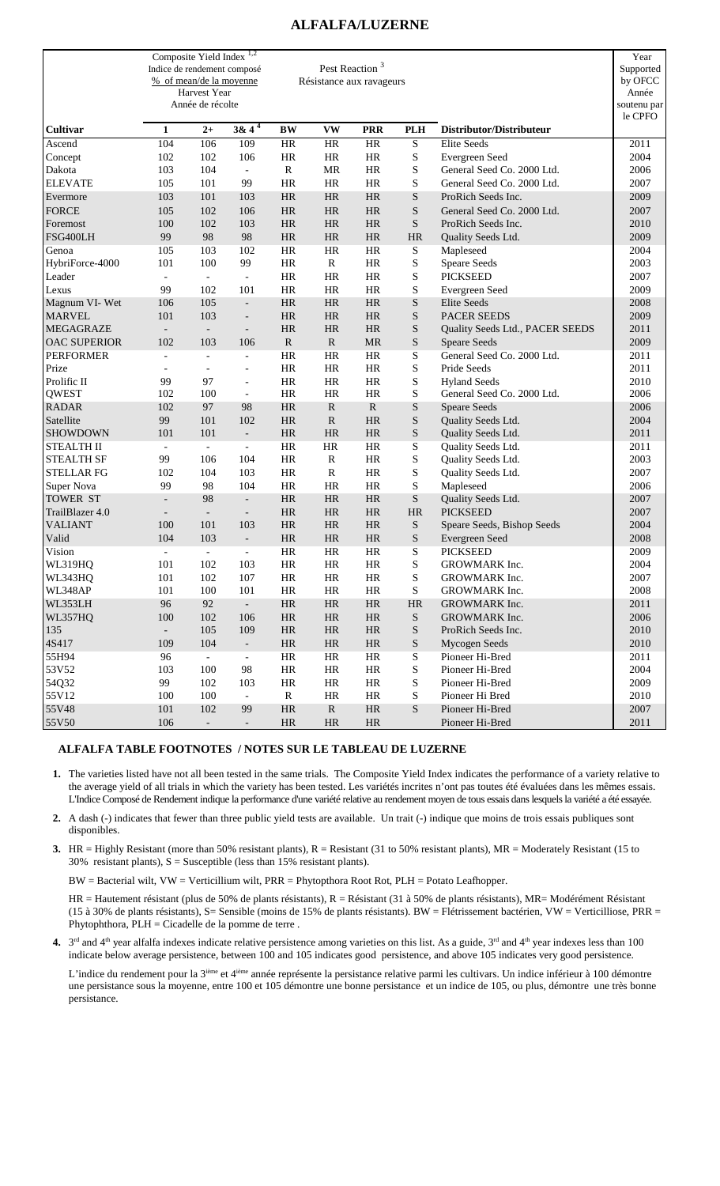# ALFALFA/LUZERNE

| | Composite Yield Index [1,2] Indice de rendement composé % of mean/de la moyenne Harvest Year Année de récolte | | | Pest Reaction [3] Résistance aux ravageurs | | | | | Year Supported by OFCC Année soutenu par le CPFO |
|---|---|---|---|---|---|---|---|---|---|
| **Cultivar** | **1** | **2+** | **3& 4** [4] | **BW** | **VW** | **PRR** | **PLH** | **Distributor/Distributeur** | |
| Ascend | 104 | 106 | 109 | HR | HR | HR | S | Elite Seeds | 2011 |
| Concept | 102 | 102 | 106 | HR | HR | HR | S | Evergreen Seed | 2004 |
| Dakota | 103 | 104 | - | R | MR | HR | S | General Seed Co. 2000 Ltd. | 2006 |
| ELEVATE | 105 | 101 | 99 | HR | HR | HR | S | General Seed Co. 2000 Ltd. | 2007 |
| Evermore | 103 | 101 | 103 | HR | HR | HR | S | ProRich Seeds Inc. | 2009 |
| FORCE | 105 | 102 | 106 | HR | HR | HR | S | General Seed Co. 2000 Ltd. | 2007 |
| Foremost | 100 | 102 | 103 | HR | HR | HR | S | ProRich Seeds Inc. | 2010 |
| FSG400LH | 99 | 98 | 98 | HR | HR | HR | HR | Quality Seeds Ltd. | 2009 |
| Genoa | 105 | 103 | 102 | HR | HR | HR | S | Mapleseed | 2004 |
| HybriForce-4000 | 101 | 100 | 99 | HR | R | HR | S | Speare Seeds | 2003 |
| Leader | - | - | - | HR | HR | HR | S | PICKSEED | 2007 |
| Lexus | 99 | 102 | 101 | HR | HR | HR | S | Evergreen Seed | 2009 |
| Magnum VI- Wet | 106 | 105 | - | HR | HR | HR | S | Elite Seeds | 2008 |
| MARVEL | 101 | 103 | - | HR | HR | HR | S | PACER SEEDS | 2009 |
| MEGAGRAZE | - | - | - | HR | HR | HR | S | Quality Seeds Ltd., PACER SEEDS | 2011 |
| OAC SUPERIOR | 102 | 103 | 106 | R | R | MR | S | Speare Seeds | 2009 |
| PERFORMER | - | - | - | HR | HR | HR | S | General Seed Co. 2000 Ltd. | 2011 |
| Prize | - | - | - | HR | HR | HR | S | Pride Seeds | 2011 |
| Prolific II | 99 | 97 | - | HR | HR | HR | S | Hyland Seeds | 2010 |
| QWEST | 102 | 100 | - | HR | HR | HR | S | General Seed Co. 2000 Ltd. | 2006 |
| RADAR | 102 | 97 | 98 | HR | R | R | S | Speare Seeds | 2006 |
| Satellite | 99 | 101 | 102 | HR | R | HR | S | Quality Seeds Ltd. | 2004 |
| SHOWDOWN | 101 | 101 | - | HR | HR | HR | S | Quality Seeds Ltd. | 2011 |
| STEALTH II | - | - | - | HR | HR | HR | S | Quality Seeds Ltd. | 2011 |
| STEALTH SF | 99 | 106 | 104 | HR | R | HR | S | Quality Seeds Ltd. | 2003 |
| STELLAR FG | 102 | 104 | 103 | HR | R | HR | S | Quality Seeds Ltd. | 2007 |
| Super Nova | 99 | 98 | 104 | HR | HR | HR | S | Mapleseed | 2006 |
| TOWER ST | - | 98 | - | HR | HR | HR | S | Quality Seeds Ltd. | 2007 |
| TrailBlazer 4.0 | - | - | - | HR | HR | HR | HR | PICKSEED | 2007 |
| VALIANT | 100 | 101 | 103 | HR | HR | HR | S | Speare Seeds, Bishop Seeds | 2004 |
| Valid | 104 | 103 | - | HR | HR | HR | S | Evergreen Seed | 2008 |
| Vision | - | - | - | HR | HR | HR | S | PICKSEED | 2009 |
| WL319HQ | 101 | 102 | 103 | HR | HR | HR | S | GROWMARK Inc. | 2004 |
| WL343HQ | 101 | 102 | 107 | HR | HR | HR | S | GROWMARK Inc. | 2007 |
| WL348AP | 101 | 100 | 101 | HR | HR | HR | S | GROWMARK Inc. | 2008 |
| WL353LH | 96 | 92 | - | HR | HR | HR | HR | GROWMARK Inc. | 2011 |
| WL357HQ | 100 | 102 | 106 | HR | HR | HR | S | GROWMARK Inc. | 2006 |
| 135 | - | 105 | 109 | HR | HR | HR | S | ProRich Seeds Inc. | 2010 |
| 4S417 | 109 | 104 | - | HR | HR | HR | S | Mycogen Seeds | 2010 |
| 55H94 | 96 | - | - | HR | HR | HR | S | Pioneer Hi-Bred | 2011 |
| 53V52 | 103 | 100 | 98 | HR | HR | HR | S | Pioneer Hi-Bred | 2004 |
| 54Q32 | 99 | 102 | 103 | HR | HR | HR | S | Pioneer Hi-Bred | 2009 |
| 55V12 | 100 | 100 | - | R | HR | HR | S | Pioneer Hi Bred | 2010 |
| 55V48 | 101 | 102 | 99 | HR | R | HR | S | Pioneer Hi-Bred | 2007 |
| 55V50 | 106 | - | - | HR | HR | HR | | Pioneer Hi-Bred | 2011 |

## ALFALFA TABLE FOOTNOTES / NOTES SUR LE TABLEAU DE LUZERNE

1. The varieties listed have not all been tested in the same trials. The Composite Yield Index indicates the performance of a variety relative to the average yield of all trials in which the variety has been tested. Les variétés incrites n'ont pas toutes été évaluées dans les mêmes essais. L'Indice Composé de Rendement indique la performance d'une variété relative au rendement moyen de tous essais dans lesquels la variété a été essayée.

2. A dash (-) indicates that fewer than three public yield tests are available. Un trait (-) indique que moins de trois essais publiques sont disponibles.

3. HR = Highly Resistant (more than 50% resistant plants), R = Resistant (31 to 50% resistant plants), MR = Moderately Resistant (15 to 30% resistant plants), S = Susceptible (less than 15% resistant plants).

   BW = Bacterial wilt, VW = Verticillium wilt, PRR = Phytopthora Root Rot, PLH = Potato Leafhopper.

   HR = Hautement résistant (plus de 50% de plants résistants), R = Résistant (31 à 50% de plants résistants), MR= Modérément Résistant (15 à 30% de plants résistants), S= Sensible (moins de 15% de plants résistants). BW = Flétrissement bactérien, VW = Verticilliose, PRR = Phytophthora, PLH = Cicadelle de la pomme de terre .

4. 3rd and 4th year alfalfa indexes indicate relative persistence among varieties on this list. As a guide, 3rd and 4th year indexes less than 100 indicate below average persistence, between 100 and 105 indicates good persistence, and above 105 indicates very good persistence.

   L'indice du rendement pour la 3ième et 4ième année représente la persistance relative parmi les cultivars. Un indice inférieur à 100 démontre une persistance sous la moyenne, entre 100 et 105 démontre une bonne persistance et un indice de 105, ou plus, démontre une très bonne persistance.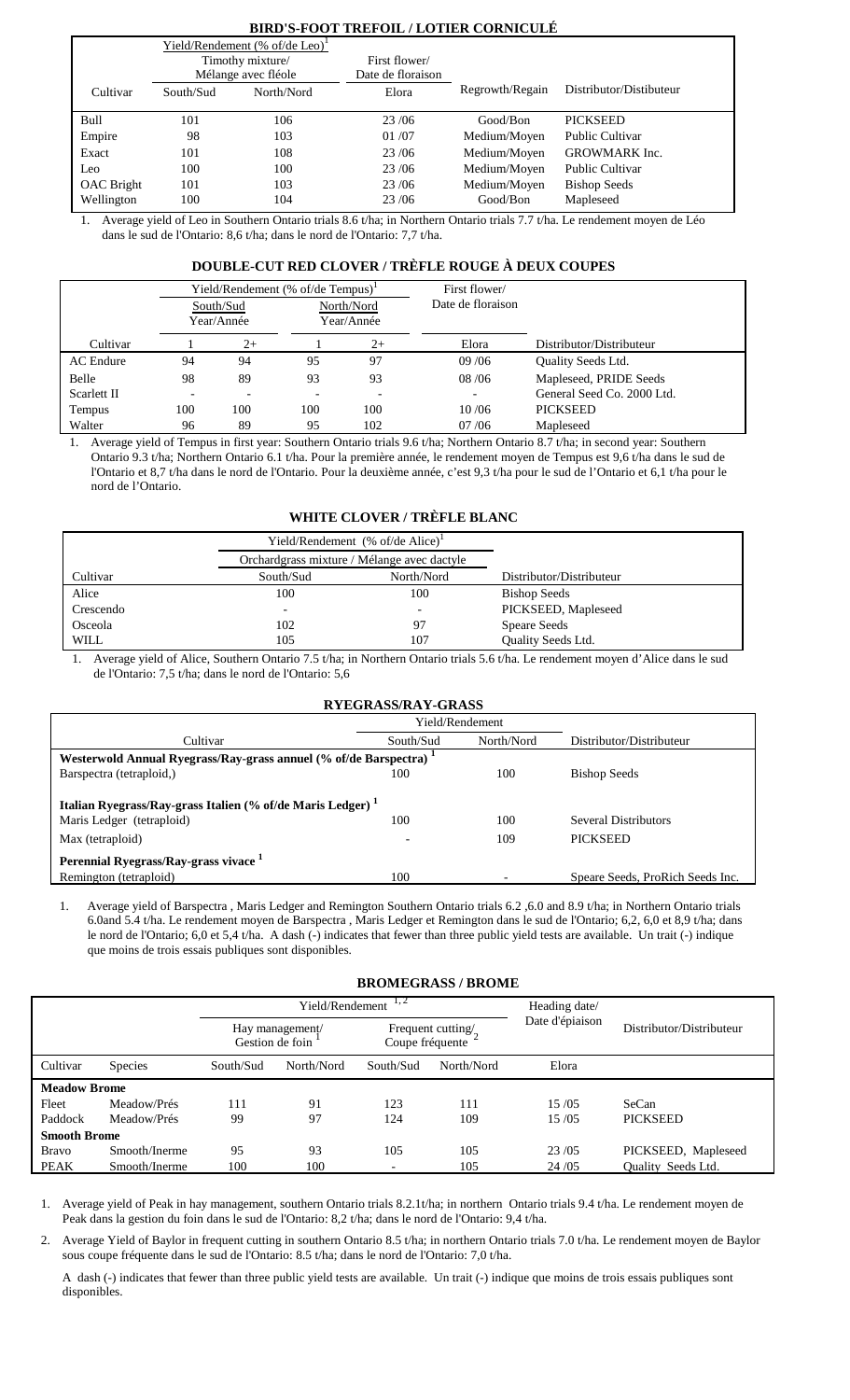## BIRD'S-FOOT TREFOIL / LOTIER CORNICULÉ

| Cultivar | Yield/Rendement (% of/de Leo)[1] Timothy mixture/ Mélange avec fléole | | First flower/ Date de floraison | Regrowth/Regain | Distributor/Distibuteur |
|---|---|---|---|---|---|
| | South/Sud | North/Nord | Elora | | |
| Bull | 101 | 106 | 23 /06 | Good/Bon | PICKSEED |
| Empire | 98 | 103 | 01 /07 | Medium/Moyen | Public Cultivar |
| Exact | 101 | 108 | 23 /06 | Medium/Moyen | GROWMARK Inc. |
| Leo | 100 | 100 | 23 /06 | Medium/Moyen | Public Cultivar |
| OAC Bright | 101 | 103 | 23 /06 | Medium/Moyen | Bishop Seeds |
| Wellington | 100 | 104 | 23 /06 | Good/Bon | Mapleseed |

1. Average yield of Leo in Southern Ontario trials 8.6 t/ha; in Northern Ontario trials 7.7 t/ha. Le rendement moyen de Léo dans le sud de l'Ontario: 8,6 t/ha; dans le nord de l'Ontario: 7,7 t/ha.

## DOUBLE-CUT RED CLOVER / TRÈFLE ROUGE À DEUX COUPES

| Cultivar | Yield/Rendement (% of/de Tempus)[1] South/Sud Year/Année | | North/Nord Year/Année | | First flower/ Date de floraison | Distributor/Distributeur |
|---|---|---|---|---|---|---|
| | 1 | 2+ | 1 | 2+ | Elora | |
| AC Endure | 94 | 94 | 95 | 97 | 09 /06 | Quality Seeds Ltd. |
| Belle | 98 | 89 | 93 | 93 | 08 /06 | Mapleseed, PRIDE Seeds |
| Scarlett II | - | - | - | - | - | General Seed Co. 2000 Ltd. |
| Tempus | 100 | 100 | 100 | 100 | 10 /06 | PICKSEED |
| Walter | 96 | 89 | 95 | 102 | 07 /06 | Mapleseed |

1. Average yield of Tempus in first year: Southern Ontario trials 9.6 t/ha; Northern Ontario 8.7 t/ha; in second year: Southern Ontario 9.3 t/ha; Northern Ontario 6.1 t/ha. Pour la première année, le rendement moyen de Tempus est 9,6 t/ha dans le sud de l'Ontario et 8,7 t/ha dans le nord de l'Ontario. Pour la deuxième année, c'est 9,3 t/ha pour le sud de l'Ontario et 6,1 t/ha pour le nord de l'Ontario.

## WHITE CLOVER / TRÈFLE BLANC

| Cultivar | Yield/Rendement (% of/de Alice)[1] Orchardgrass mixture / Mélange avec dactyle | | Distributor/Distributeur |
|---|---|---|---|
| | South/Sud | North/Nord | |
| Alice | 100 | 100 | Bishop Seeds |
| Crescendo | - | - | PICKSEED, Mapleseed |
| Osceola | 102 | 97 | Speare Seeds |
| WILL | 105 | 107 | Quality Seeds Ltd. |

1. Average yield of Alice, Southern Ontario 7.5 t/ha; in Northern Ontario trials 5.6 t/ha. Le rendement moyen d'Alice dans le sud de l'Ontario: 7,5 t/ha; dans le nord de l'Ontario: 5,6

## RYEGRASS/RAY-GRASS

| Cultivar | Yield/Rendement South/Sud | North/Nord | Distributor/Distributeur |
|---|---|---|---|
| **Westerwold Annual Ryegrass/Ray-grass annuel (% of/de Barspectra)[1]** | | | |
| Barspectra (tetraploid,) | 100 | 100 | Bishop Seeds |
| **Italian Ryegrass/Ray-grass Italien (% of/de Maris Ledger)[1]** | | | |
| Maris Ledger (tetraploid) | 100 | 100 | Several Distributors |
| Max (tetraploid) | - | 109 | PICKSEED |
| **Perennial Ryegrass/Ray-grass vivace[1]** | | | |
| Remington (tetraploid) | 100 | - | Speare Seeds, ProRich Seeds Inc. |

1. Average yield of Barspectra , Maris Ledger and Remington Southern Ontario trials 6.2 ,6.0 and 8.9 t/ha; in Northern Ontario trials 6.0and 5.4 t/ha. Le rendement moyen de Barspectra , Maris Ledger et Remington dans le sud de l'Ontario; 6,2, 6,0 et 8,9 t/ha; dans le nord de l'Ontario; 6,0 et 5,4 t/ha. A dash (-) indicates that fewer than three public yield tests are available. Un trait (-) indique que moins de trois essais publiques sont disponibles.

## BROMEGRASS / BROME

| Cultivar | Species | Yield/Rendement[1,2] Hay management/ Gestion de foin[1] | | Frequent cutting/ Coupe fréquente[2] | | Heading date/ Date d'épiaison | Distributor/Distributeur |
|---|---|---|---|---|---|---|---|
| | | South/Sud | North/Nord | South/Sud | North/Nord | Elora | |
| **Meadow Brome** | | | | | | | |
| Fleet | Meadow/Prés | 111 | 91 | 123 | 111 | 15 /05 | SeCan |
| Paddock | Meadow/Prés | 99 | 97 | 124 | 109 | 15 /05 | PICKSEED |
| **Smooth Brome** | | | | | | | |
| Bravo | Smooth/Inerme | 95 | 93 | 105 | 105 | 23 /05 | PICKSEED, Mapleseed |
| PEAK | Smooth/Inerme | 100 | 100 | - | 105 | 24 /05 | Quality Seeds Ltd. |

1. Average yield of Peak in hay management, southern Ontario trials 8.2.1t/ha; in northern Ontario trials 9.4 t/ha. Le rendement moyen de Peak dans la gestion du foin dans le sud de l'Ontario: 8,2 t/ha; dans le nord de l'Ontario: 9,4 t/ha.

2. Average Yield of Baylor in frequent cutting in southern Ontario 8.5 t/ha; in northern Ontario trials 7.0 t/ha. Le rendement moyen de Baylor sous coupe fréquente dans le sud de l'Ontario: 8.5 t/ha; dans le nord de l'Ontario: 7,0 t/ha.

A dash (-) indicates that fewer than three public yield tests are available. Un trait (-) indique que moins de trois essais publiques sont disponibles.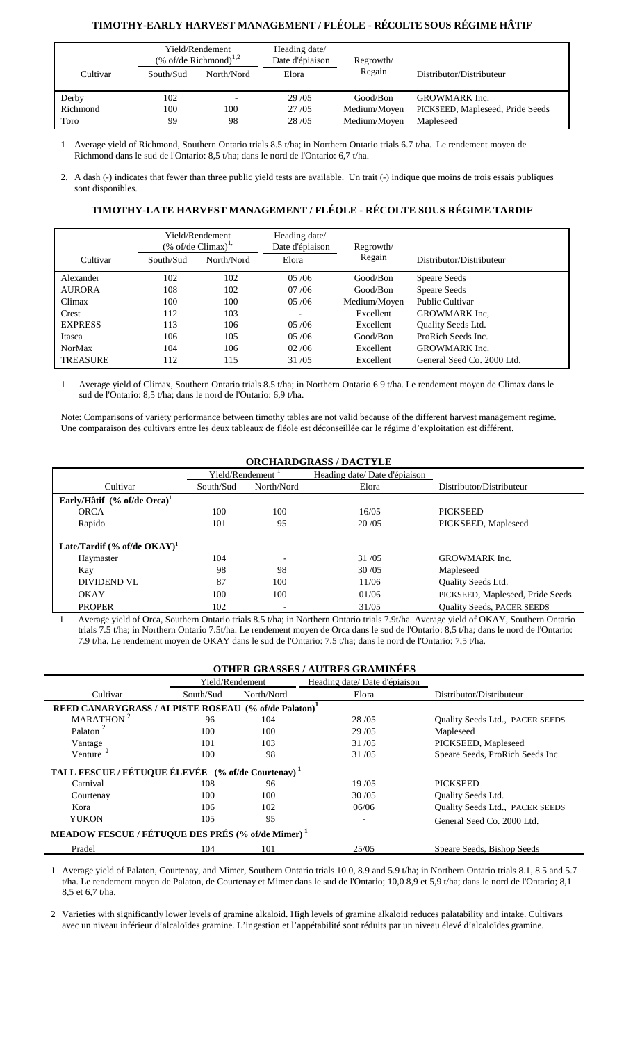## TIMOTHY-EARLY HARVEST MANAGEMENT / FLÉOLE - RÉCOLTE SOUS RÉGIME HÂTIF

| Cultivar | Yield/Rendement (% of/de Richmond)[1,2] South/Sud | North/Nord | Heading date/ Date d'épiaison Elora | Regrowth/ Regain | Distributor/Distributeur |
|---|---|---|---|---|---|
| Derby | 102 | - | 29 /05 | Good/Bon | GROWMARK Inc. |
| Richmond | 100 | 100 | 27 /05 | Medium/Moyen | PICKSEED, Mapleseed, Pride Seeds |
| Toro | 99 | 98 | 28 /05 | Medium/Moyen | Mapleseed |

1 Average yield of Richmond, Southern Ontario trials 8.5 t/ha; in Northern Ontario trials 6.7 t/ha. Le rendement moyen de Richmond dans le sud de l'Ontario: 8,5 t/ha; dans le nord de l'Ontario: 6,7 t/ha.

2. A dash (-) indicates that fewer than three public yield tests are available. Un trait (-) indique que moins de trois essais publiques sont disponibles.

## TIMOTHY-LATE HARVEST MANAGEMENT / FLÉOLE - RÉCOLTE SOUS RÉGIME TARDIF

| Cultivar | Yield/Rendement (% of/de Climax)[1] South/Sud | North/Nord | Heading date/ Date d'épiaison Elora | Regrowth/ Regain | Distributor/Distributeur |
|---|---|---|---|---|---|
| Alexander | 102 | 102 | 05 /06 | Good/Bon | Speare Seeds |
| AURORA | 108 | 102 | 07 /06 | Good/Bon | Speare Seeds |
| Climax | 100 | 100 | 05 /06 | Medium/Moyen | Public Cultivar |
| Crest | 112 | 103 | - | Excellent | GROWMARK Inc, |
| EXPRESS | 113 | 106 | 05 /06 | Excellent | Quality Seeds Ltd. |
| Itasca | 106 | 105 | 05 /06 | Good/Bon | ProRich Seeds Inc. |
| NorMax | 104 | 106 | 02 /06 | Excellent | GROWMARK Inc. |
| TREASURE | 112 | 115 | 31 /05 | Excellent | General Seed Co. 2000 Ltd. |

1 Average yield of Climax, Southern Ontario trials 8.5 t/ha; in Northern Ontario 6.9 t/ha. Le rendement moyen de Climax dans le sud de l'Ontario: 8,5 t/ha; dans le nord de l'Ontario: 6,9 t/ha.

Note: Comparisons of variety performance between timothy tables are not valid because of the different harvest management regime. Une comparaison des cultivars entre les deux tableaux de fléole est déconseillée car le régime d'exploitation est différent.

## ORCHARDGRASS / DACTYLE

| Cultivar | Yield/Rendement[1] South/Sud | North/Nord | Heading date/ Date d'épiaison Elora | Distributor/Distributeur |
|---|---|---|---|---|
| **Early/Hâtif (% of/de Orca)[1]** | | | | |
| ORCA | 100 | 100 | 16/05 | PICKSEED |
| Rapido | 101 | 95 | 20 /05 | PICKSEED, Mapleseed |
| **Late/Tardif (% of/de OKAY)[1]** | | | | |
| Haymaster | 104 | - | 31 /05 | GROWMARK Inc. |
| Kay | 98 | 98 | 30 /05 | Mapleseed |
| DIVIDEND VL | 87 | 100 | 11/06 | Quality Seeds Ltd. |
| OKAY | 100 | 100 | 01/06 | PICKSEED, Mapleseed, Pride Seeds |
| PROPER | 102 | - | 31/05 | Quality Seeds, PACER SEEDS |

1 Average yield of Orca, Southern Ontario trials 8.5 t/ha; in Northern Ontario trials 7.9t/ha. Average yield of OKAY, Southern Ontario trials 7.5 t/ha; in Northern Ontario trials 7.5t/ha. Le rendement moyen de Orca dans le sud de l'Ontario: 8,5 t/ha; dans le nord de l'Ontario: 7.9 t/ha. Le rendement moyen de OKAY dans le sud de l'Ontario: 7,5 t/ha; dans le nord de l'Ontario: 7,5 t/ha.

## OTHER GRASSES / AUTRES GRAMINÉES

| Cultivar | Yield/Rendement South/Sud | North/Nord | Heading date/ Date d'épiaison Elora | Distributor/Distributeur |
|---|---|---|---|---|
| **REED CANARYGRASS / ALPISTE ROSEAU (% of/de Palaton)[1]** | | | | |
| MARATHON[2] | 96 | 104 | 28 /05 | Quality Seeds Ltd., PACER SEEDS |
| Palaton[2] | 100 | 100 | 29 /05 | Mapleseed |
| Vantage | 101 | 103 | 31 /05 | PICKSEED, Mapleseed |
| Venture[2] | 100 | 98 | 31 /05 | Speare Seeds, ProRich Seeds Inc. |
| **TALL FESCUE / FÉTUQUE ÉLEVÉE (% of/de Courtenay)[1]** | | | | |
| Carnival | 108 | 96 | 19 /05 | PICKSEED |
| Courtenay | 100 | 100 | 30 /05 | Quality Seeds Ltd. |
| Kora | 106 | 102 | 06/06 | Quality Seeds Ltd., PACER SEEDS |
| YUKON | 105 | 95 | - | General Seed Co. 2000 Ltd. |
| **MEADOW FESCUE / FÉTUQUE DES PRÉS (% of/de Mimer)[1]** | | | | |
| Pradel | 104 | 101 | 25/05 | Speare Seeds, Bishop Seeds |

1 Average yield of Palaton, Courtenay, and Mimer, Southern Ontario trials 10.0, 8.9 and 5.9 t/ha; in Northern Ontario trials 8.1, 8.5 and 5.7 t/ha. Le rendement moyen de Palaton, de Courtenay et Mimer dans le sud de l'Ontario; 10,0 8,9 et 5,9 t/ha; dans le nord de l'Ontario; 8,1 8,5 et 6,7 t/ha.

2 Varieties with significantly lower levels of gramine alkaloid. High levels of gramine alkaloid reduces palatability and intake. Cultivars avec un niveau inférieur d'alcaloïdes gramine. L'ingestion et l'appétabilité sont réduits par un niveau élevé d'alcaloïdes gramine.